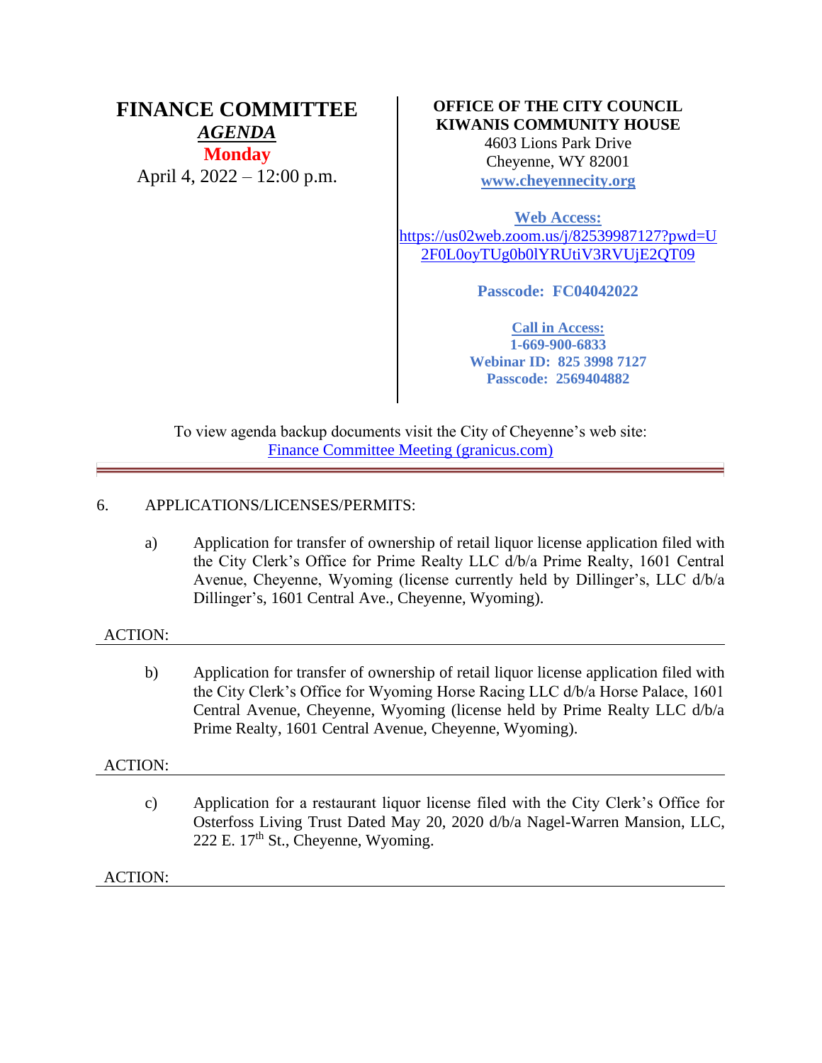# FINANCE COMMITTEE

***AGENDA***

**Monday**

April 4, 2022 – 12:00 p.m.

**OFFICE OF THE CITY COUNCIL**
**KIWANIS COMMUNITY HOUSE**
4603 Lions Park Drive
Cheyenne, WY 82001
**www.cheyennecity.org**

**Web Access:**
https://us02web.zoom.us/j/82539987127?pwd=U2F0L0oyTUg0b0lYRUtiV3RVUjE2QT09

**Passcode: FC04042022**

**Call in Access:**
**1-669-900-6833**
**Webinar ID: 825 3998 7127**
**Passcode: 2569404882**

To view agenda backup documents visit the City of Cheyenne's web site:
Finance Committee Meeting (granicus.com)

---

6. APPLICATIONS/LICENSES/PERMITS:

   a) Application for transfer of ownership of retail liquor license application filed with the City Clerk's Office for Prime Realty LLC d/b/a Prime Realty, 1601 Central Avenue, Cheyenne, Wyoming (license currently held by Dillinger's, LLC d/b/a Dillinger's, 1601 Central Ave., Cheyenne, Wyoming).

ACTION:

---

   b) Application for transfer of ownership of retail liquor license application filed with the City Clerk's Office for Wyoming Horse Racing LLC d/b/a Horse Palace, 1601 Central Avenue, Cheyenne, Wyoming (license held by Prime Realty LLC d/b/a Prime Realty, 1601 Central Avenue, Cheyenne, Wyoming).

ACTION:

---

   c) Application for a restaurant liquor license filed with the City Clerk's Office for Osterfoss Living Trust Dated May 20, 2020 d/b/a Nagel-Warren Mansion, LLC, 222 E. 17th St., Cheyenne, Wyoming.

ACTION:

---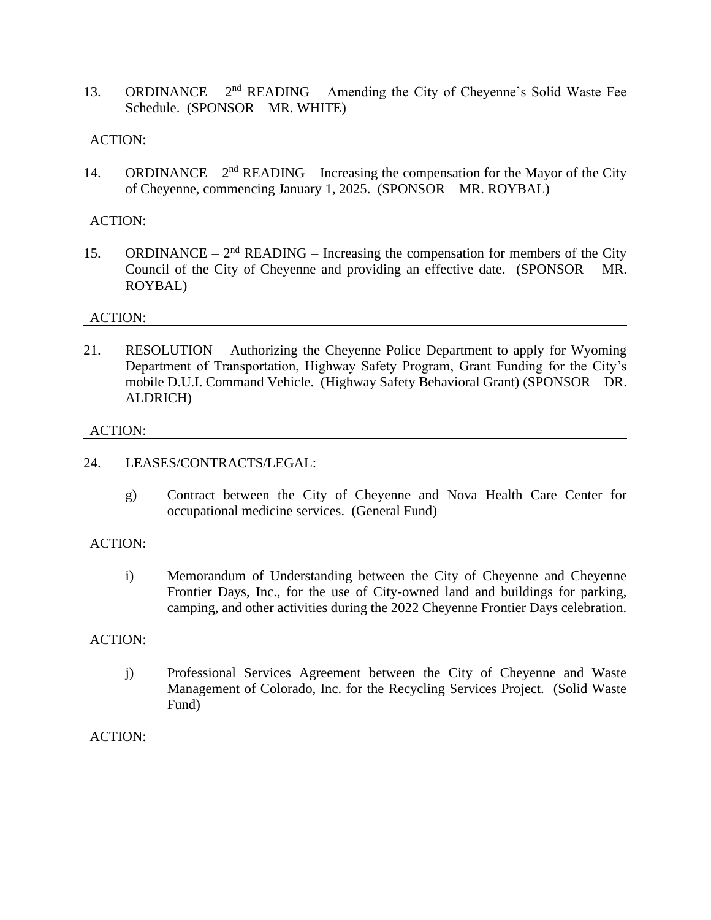13. ORDINANCE – 2nd READING – Amending the City of Cheyenne's Solid Waste Fee Schedule. (SPONSOR – MR. WHITE)

ACTION:

---

14. ORDINANCE – 2nd READING – Increasing the compensation for the Mayor of the City of Cheyenne, commencing January 1, 2025. (SPONSOR – MR. ROYBAL)

ACTION:

---

15. ORDINANCE – 2nd READING – Increasing the compensation for members of the City Council of the City of Cheyenne and providing an effective date. (SPONSOR – MR. ROYBAL)

ACTION:

---

21. RESOLUTION – Authorizing the Cheyenne Police Department to apply for Wyoming Department of Transportation, Highway Safety Program, Grant Funding for the City's mobile D.U.I. Command Vehicle. (Highway Safety Behavioral Grant) (SPONSOR – DR. ALDRICH)

ACTION:

---

24. LEASES/CONTRACTS/LEGAL:

    g) Contract between the City of Cheyenne and Nova Health Care Center for occupational medicine services. (General Fund)

ACTION:

---

    i) Memorandum of Understanding between the City of Cheyenne and Cheyenne Frontier Days, Inc., for the use of City-owned land and buildings for parking, camping, and other activities during the 2022 Cheyenne Frontier Days celebration.

ACTION:

---

    j) Professional Services Agreement between the City of Cheyenne and Waste Management of Colorado, Inc. for the Recycling Services Project. (Solid Waste Fund)

ACTION:

---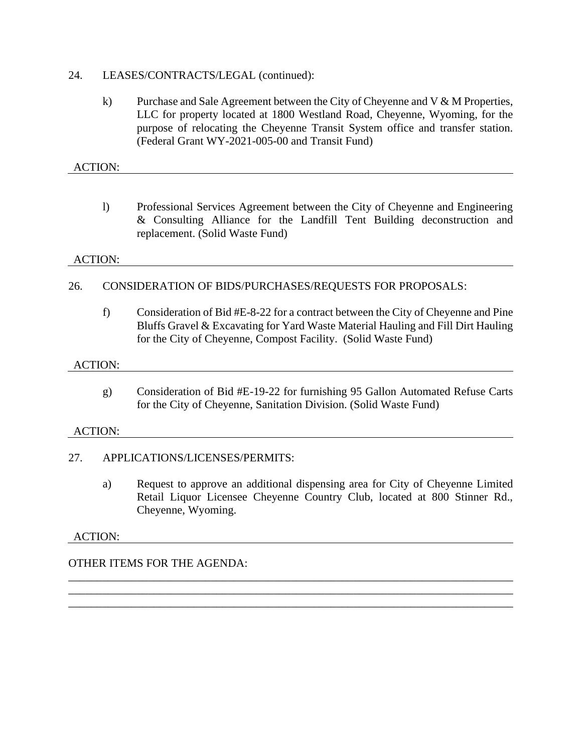24. LEASES/CONTRACTS/LEGAL (continued):

    k) Purchase and Sale Agreement between the City of Cheyenne and V & M Properties, LLC for property located at 1800 Westland Road, Cheyenne, Wyoming, for the purpose of relocating the Cheyenne Transit System office and transfer station. (Federal Grant WY-2021-005-00 and Transit Fund)

ACTION: ______________________________________________________________________

    l) Professional Services Agreement between the City of Cheyenne and Engineering & Consulting Alliance for the Landfill Tent Building deconstruction and replacement. (Solid Waste Fund)

ACTION: ______________________________________________________________________

26. CONSIDERATION OF BIDS/PURCHASES/REQUESTS FOR PROPOSALS:

    f) Consideration of Bid #E-8-22 for a contract between the City of Cheyenne and Pine Bluffs Gravel & Excavating for Yard Waste Material Hauling and Fill Dirt Hauling for the City of Cheyenne, Compost Facility. (Solid Waste Fund)

ACTION: ______________________________________________________________________

    g) Consideration of Bid #E-19-22 for furnishing 95 Gallon Automated Refuse Carts for the City of Cheyenne, Sanitation Division. (Solid Waste Fund)

ACTION: ______________________________________________________________________

27. APPLICATIONS/LICENSES/PERMITS:

    a) Request to approve an additional dispensing area for City of Cheyenne Limited Retail Liquor Licensee Cheyenne Country Club, located at 800 Stinner Rd., Cheyenne, Wyoming.

ACTION: ______________________________________________________________________

OTHER ITEMS FOR THE AGENDA:

______________________________________________________________________________

______________________________________________________________________________

______________________________________________________________________________